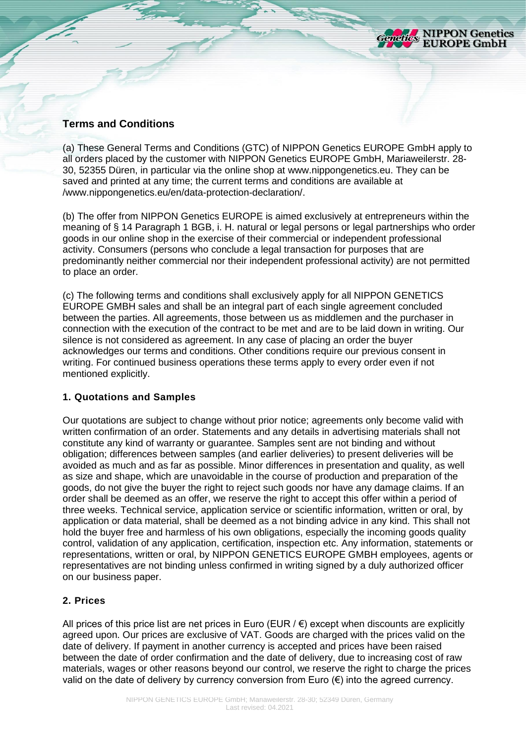## Terms and Conditions

(a) These General Terms and Conditions (GTC) of NIPPON Genetics EUROPE GmbH apply to all orders placed by the customer with NIPPON Genetics EUROPE GmbH, Mariaweilerstr. 28-30, 52355 Düren, in particular via the online shop at www.nippongenetics.eu. They can be saved and printed at any time; the current terms and conditions are available at /www.nippongenetics.eu/en/data-protection-declaration/.

(b) The offer from NIPPON Genetics EUROPE is aimed exclusively at entrepreneurs within the meaning of § 14 Paragraph 1 BGB, i. H. natural or legal persons or legal partnerships who order goods in our online shop in the exercise of their commercial or independent professional activity. Consumers (persons who conclude a legal transaction for purposes that are predominantly neither commercial nor their independent professional activity) are not permitted to place an order.

(c) The following terms and conditions shall exclusively apply for all NIPPON GENETICS EUROPE GMBH sales and shall be an integral part of each single agreement concluded between the parties. All agreements, those between us as middlemen and the purchaser in connection with the execution of the contract to be met and are to be laid down in writing. Our silence is not considered as agreement. In any case of placing an order the buyer acknowledges our terms and conditions. Other conditions require our previous consent in writing. For continued business operations these terms apply to every order even if not mentioned explicitly.

### 1. Quotations and Samples

Our quotations are subject to change without prior notice; agreements only become valid with written confirmation of an order. Statements and any details in advertising materials shall not constitute any kind of warranty or guarantee. Samples sent are not binding and without obligation; differences between samples (and earlier deliveries) to present deliveries will be avoided as much and as far as possible. Minor differences in presentation and quality, as well as size and shape, which are unavoidable in the course of production and preparation of the goods, do not give the buyer the right to reject such goods nor have any damage claims. If an order shall be deemed as an offer, we reserve the right to accept this offer within a period of three weeks. Technical service, application service or scientific information, written or oral, by application or data material, shall be deemed as a not binding advice in any kind. This shall not hold the buyer free and harmless of his own obligations, especially the incoming goods quality control, validation of any application, certification, inspection etc. Any information, statements or representations, written or oral, by NIPPON GENETICS EUROPE GMBH employees, agents or representatives are not binding unless confirmed in writing signed by a duly authorized officer on our business paper.

### 2. Prices

All prices of this price list are net prices in Euro (EUR / €) except when discounts are explicitly agreed upon. Our prices are exclusive of VAT. Goods are charged with the prices valid on the date of delivery. If payment in another currency is accepted and prices have been raised between the date of order confirmation and the date of delivery, due to increasing cost of raw materials, wages or other reasons beyond our control, we reserve the right to charge the prices valid on the date of delivery by currency conversion from Euro (€) into the agreed currency.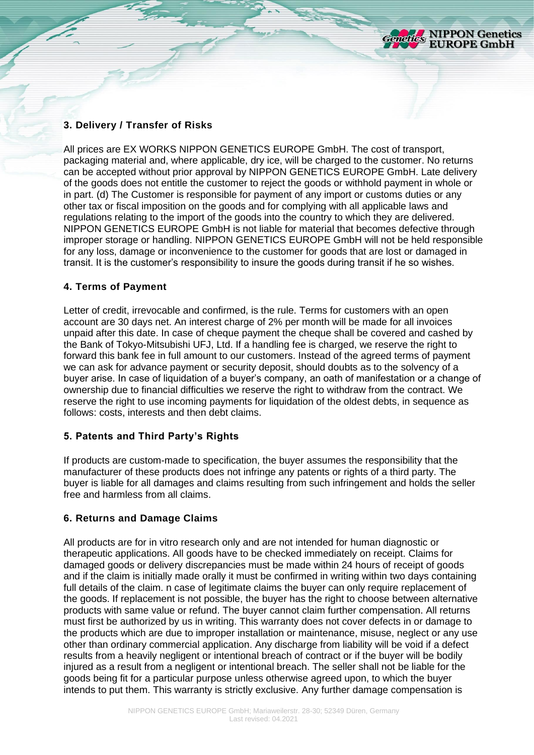### 3. Delivery / Transfer of Risks

All prices are EX WORKS NIPPON GENETICS EUROPE GmbH. The cost of transport, packaging material and, where applicable, dry ice, will be charged to the customer. No returns can be accepted without prior approval by NIPPON GENETICS EUROPE GmbH. Late delivery of the goods does not entitle the customer to reject the goods or withhold payment in whole or in part. (d) The Customer is responsible for payment of any import or customs duties or any other tax or fiscal imposition on the goods and for complying with all applicable laws and regulations relating to the import of the goods into the country to which they are delivered. NIPPON GENETICS EUROPE GmbH is not liable for material that becomes defective through improper storage or handling. NIPPON GENETICS EUROPE GmbH will not be held responsible for any loss, damage or inconvenience to the customer for goods that are lost or damaged in transit. It is the customer's responsibility to insure the goods during transit if he so wishes.

### 4. Terms of Payment

Letter of credit, irrevocable and confirmed, is the rule. Terms for customers with an open account are 30 days net. An interest charge of 2% per month will be made for all invoices unpaid after this date. In case of cheque payment the cheque shall be covered and cashed by the Bank of Tokyo-Mitsubishi UFJ, Ltd. If a handling fee is charged, we reserve the right to forward this bank fee in full amount to our customers. Instead of the agreed terms of payment we can ask for advance payment or security deposit, should doubts as to the solvency of a buyer arise. In case of liquidation of a buyer's company, an oath of manifestation or a change of ownership due to financial difficulties we reserve the right to withdraw from the contract. We reserve the right to use incoming payments for liquidation of the oldest debts, in sequence as follows: costs, interests and then debt claims.

### 5. Patents and Third Party's Rights

If products are custom-made to specification, the buyer assumes the responsibility that the manufacturer of these products does not infringe any patents or rights of a third party. The buyer is liable for all damages and claims resulting from such infringement and holds the seller free and harmless from all claims.

### 6. Returns and Damage Claims

All products are for in vitro research only and are not intended for human diagnostic or therapeutic applications. All goods have to be checked immediately on receipt. Claims for damaged goods or delivery discrepancies must be made within 24 hours of receipt of goods and if the claim is initially made orally it must be confirmed in writing within two days containing full details of the claim. n case of legitimate claims the buyer can only require replacement of the goods. If replacement is not possible, the buyer has the right to choose between alternative products with same value or refund. The buyer cannot claim further compensation. All returns must first be authorized by us in writing. This warranty does not cover defects in or damage to the products which are due to improper installation or maintenance, misuse, neglect or any use other than ordinary commercial application. Any discharge from liability will be void if a defect results from a heavily negligent or intentional breach of contract or if the buyer will be bodily injured as a result from a negligent or intentional breach. The seller shall not be liable for the goods being fit for a particular purpose unless otherwise agreed upon, to which the buyer intends to put them. This warranty is strictly exclusive. Any further damage compensation is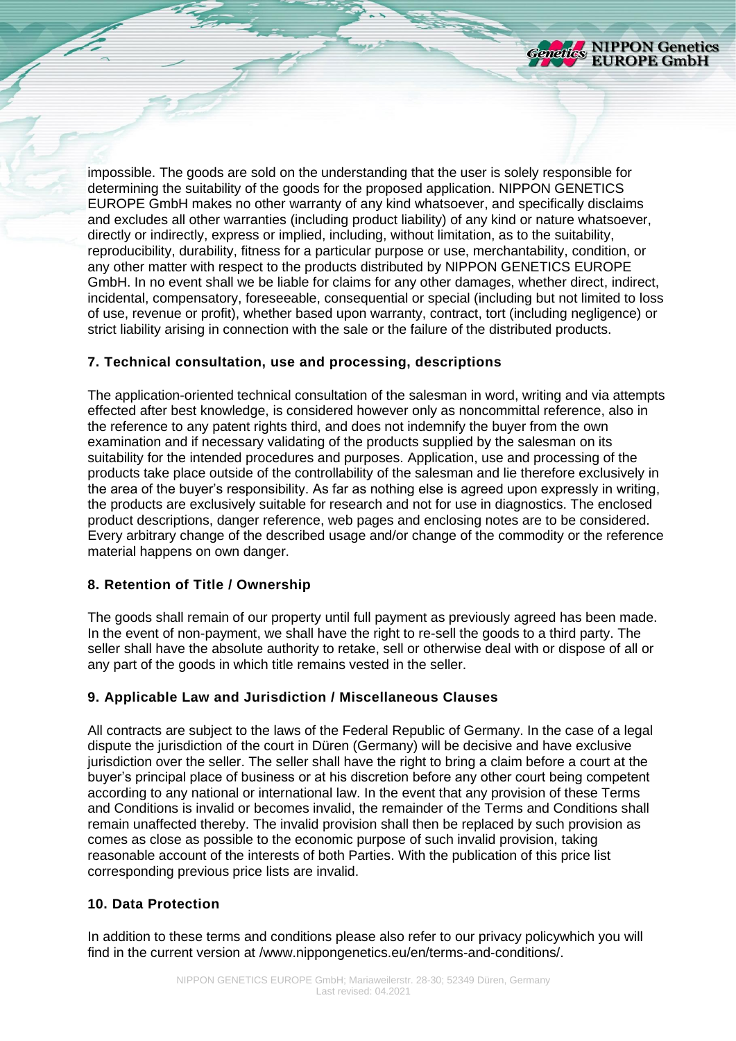impossible. The goods are sold on the understanding that the user is solely responsible for determining the suitability of the goods for the proposed application. NIPPON GENETICS EUROPE GmbH makes no other warranty of any kind whatsoever, and specifically disclaims and excludes all other warranties (including product liability) of any kind or nature whatsoever, directly or indirectly, express or implied, including, without limitation, as to the suitability, reproducibility, durability, fitness for a particular purpose or use, merchantability, condition, or any other matter with respect to the products distributed by NIPPON GENETICS EUROPE GmbH. In no event shall we be liable for claims for any other damages, whether direct, indirect, incidental, compensatory, foreseeable, consequential or special (including but not limited to loss of use, revenue or profit), whether based upon warranty, contract, tort (including negligence) or strict liability arising in connection with the sale or the failure of the distributed products.

## 7. Technical consultation, use and processing, descriptions

The application-oriented technical consultation of the salesman in word, writing and via attempts effected after best knowledge, is considered however only as noncommittal reference, also in the reference to any patent rights third, and does not indemnify the buyer from the own examination and if necessary validating of the products supplied by the salesman on its suitability for the intended procedures and purposes. Application, use and processing of the products take place outside of the controllability of the salesman and lie therefore exclusively in the area of the buyer's responsibility. As far as nothing else is agreed upon expressly in writing, the products are exclusively suitable for research and not for use in diagnostics. The enclosed product descriptions, danger reference, web pages and enclosing notes are to be considered. Every arbitrary change of the described usage and/or change of the commodity or the reference material happens on own danger.

## 8. Retention of Title / Ownership

The goods shall remain of our property until full payment as previously agreed has been made. In the event of non-payment, we shall have the right to re-sell the goods to a third party. The seller shall have the absolute authority to retake, sell or otherwise deal with or dispose of all or any part of the goods in which title remains vested in the seller.

## 9. Applicable Law and Jurisdiction / Miscellaneous Clauses

All contracts are subject to the laws of the Federal Republic of Germany. In the case of a legal dispute the jurisdiction of the court in Düren (Germany) will be decisive and have exclusive jurisdiction over the seller. The seller shall have the right to bring a claim before a court at the buyer's principal place of business or at his discretion before any other court being competent according to any national or international law. In the event that any provision of these Terms and Conditions is invalid or becomes invalid, the remainder of the Terms and Conditions shall remain unaffected thereby. The invalid provision shall then be replaced by such provision as comes as close as possible to the economic purpose of such invalid provision, taking reasonable account of the interests of both Parties. With the publication of this price list corresponding previous price lists are invalid.

## 10. Data Protection

In addition to these terms and conditions please also refer to our privacy policywhich you will find in the current version at /www.nippongenetics.eu/en/terms-and-conditions/.